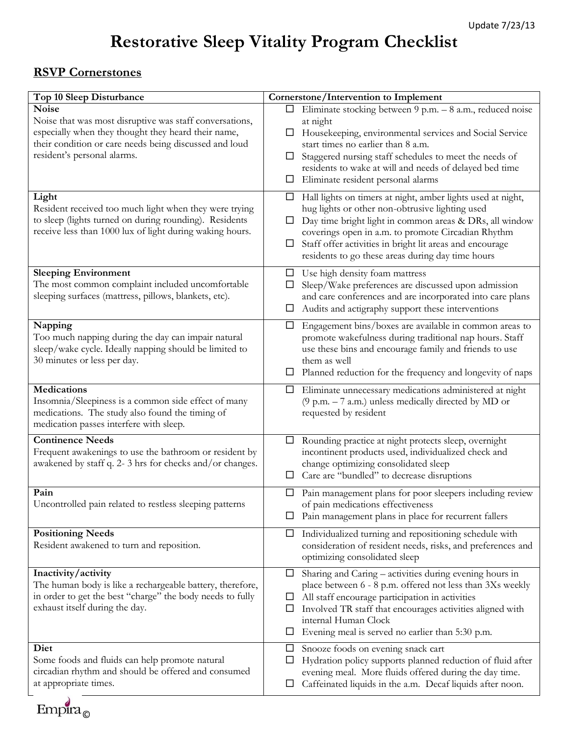Update 7/23/13

# Restorative Sleep Vitality Program Checklist

## RSVP Cornerstones

| Top 10 Sleep Disturbance | Cornerstone/Intervention to Implement |
|---|---|
| **Noise**<br>Noise that was most disruptive was staff conversations, especially when they thought they heard their name, their condition or care needs being discussed and loud resident's personal alarms. | ☐ Eliminate stocking between 9 p.m. – 8 a.m., reduced noise at night<br>☐ Housekeeping, environmental services and Social Service start times no earlier than 8 a.m.<br>☐ Staggered nursing staff schedules to meet the needs of residents to wake at will and needs of delayed bed time<br>☐ Eliminate resident personal alarms |
| **Light**<br>Resident received too much light when they were trying to sleep (lights turned on during rounding). Residents receive less than 1000 lux of light during waking hours. | ☐ Hall lights on timers at night, amber lights used at night, hug lights or other non-obtrusive lighting used<br>☐ Day time bright light in common areas & DRs, all window coverings open in a.m. to promote Circadian Rhythm<br>☐ Staff offer activities in bright lit areas and encourage residents to go these areas during day time hours |
| **Sleeping Environment**<br>The most common complaint included uncomfortable sleeping surfaces (mattress, pillows, blankets, etc). | ☐ Use high density foam mattress<br>☐ Sleep/Wake preferences are discussed upon admission and care conferences and are incorporated into care plans<br>☐ Audits and actigraphy support these interventions |
| **Napping**<br>Too much napping during the day can impair natural sleep/wake cycle. Ideally napping should be limited to 30 minutes or less per day. | ☐ Engagement bins/boxes are available in common areas to promote wakefulness during traditional nap hours. Staff use these bins and encourage family and friends to use them as well<br>☐ Planned reduction for the frequency and longevity of naps |
| **Medications**<br>Insomnia/Sleepiness is a common side effect of many medications. The study also found the timing of medication passes interfere with sleep. | ☐ Eliminate unnecessary medications administered at night (9 p.m. – 7 a.m.) unless medically directed by MD or requested by resident |
| **Continence Needs**<br>Frequent awakenings to use the bathroom or resident by awakened by staff q. 2- 3 hrs for checks and/or changes. | ☐ Rounding practice at night protects sleep, overnight incontinent products used, individualized check and change optimizing consolidated sleep<br>☐ Care are "bundled" to decrease disruptions |
| **Pain**<br>Uncontrolled pain related to restless sleeping patterns | ☐ Pain management plans for poor sleepers including review of pain medications effectiveness<br>☐ Pain management plans in place for recurrent fallers |
| **Positioning Needs**<br>Resident awakened to turn and reposition. | ☐ Individualized turning and repositioning schedule with consideration of resident needs, risks, and preferences and optimizing consolidated sleep |
| **Inactivity/activity**<br>The human body is like a rechargeable battery, therefore, in order to get the best "charge" the body needs to fully exhaust itself during the day. | ☐ Sharing and Caring – activities during evening hours in place between 6 - 8 p.m. offered not less than 3Xs weekly<br>☐ All staff encourage participation in activities<br>☐ Involved TR staff that encourages activities aligned with internal Human Clock<br>☐ Evening meal is served no earlier than 5:30 p.m. |
| **Diet**<br>Some foods and fluids can help promote natural circadian rhythm and should be offered and consumed at appropriate times. | ☐ Snooze foods on evening snack cart<br>☐ Hydration policy supports planned reduction of fluid after evening meal. More fluids offered during the day time.<br>☐ Caffeinated liquids in the a.m. Decaf liquids after noon. |

Empira©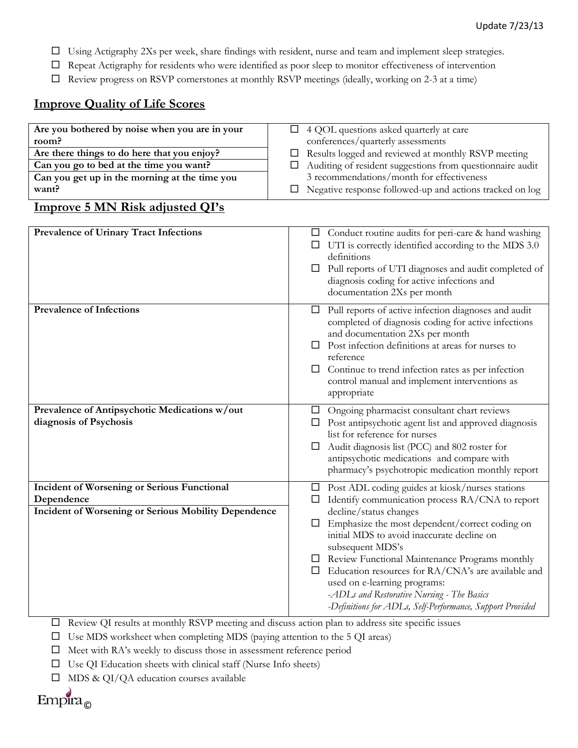- ☐ Using Actigraphy 2Xs per week, share findings with resident, nurse and team and implement sleep strategies.
- ☐ Repeat Actigraphy for residents who were identified as poor sleep to monitor effectiveness of intervention
- ☐ Review progress on RSVP cornerstones at monthly RSVP meetings (ideally, working on 2-3 at a time)

## Improve Quality of Life Scores

| | |
|---|---|
| **Are you bothered by noise when you are in your room?**<br>**Are there things to do here that you enjoy?**<br>**Can you go to bed at the time you want?**<br>**Can you get up in the morning at the time you want?** | ☐ 4 QOL questions asked quarterly at care conferences/quarterly assessments<br>☐ Results logged and reviewed at monthly RSVP meeting<br>☐ Auditing of resident suggestions from questionnaire audit 3 recommendations/month for effectiveness<br>☐ Negative response followed-up and actions tracked on log |

## Improve 5 MN Risk adjusted QI's

| | |
|---|---|
| **Prevalence of Urinary Tract Infections** | ☐ Conduct routine audits for peri-care & hand washing<br>☐ UTI is correctly identified according to the MDS 3.0 definitions<br>☐ Pull reports of UTI diagnoses and audit completed of diagnosis coding for active infections and documentation 2Xs per month |
| **Prevalence of Infections** | ☐ Pull reports of active infection diagnoses and audit completed of diagnosis coding for active infections and documentation 2Xs per month<br>☐ Post infection definitions at areas for nurses to reference<br>☐ Continue to trend infection rates as per infection control manual and implement interventions as appropriate |
| **Prevalence of Antipsychotic Medications w/out diagnosis of Psychosis** | ☐ Ongoing pharmacist consultant chart reviews<br>☐ Post antipsychotic agent list and approved diagnosis list for reference for nurses<br>☐ Audit diagnosis list (PCC) and 802 roster for antipsychotic medications and compare with pharmacy's psychotropic medication monthly report |
| **Incident of Worsening or Serious Functional Dependence**<br>**Incident of Worsening or Serious Mobility Dependence** | ☐ Post ADL coding guides at kiosk/nurses stations<br>☐ Identify communication process RA/CNA to report decline/status changes<br>☐ Emphasize the most dependent/correct coding on initial MDS to avoid inaccurate decline on subsequent MDS's<br>☐ Review Functional Maintenance Programs monthly<br>☐ Education resources for RA/CNA's are available and used on e-learning programs:<br>*-ADLs and Restorative Nursing - The Basics*<br>*-Definitions for ADLs, Self-Performance, Support Provided* |

- ☐ Review QI results at monthly RSVP meeting and discuss action plan to address site specific issues
- ☐ Use MDS worksheet when completing MDS (paying attention to the 5 QI areas)
- ☐ Meet with RA's weekly to discuss those in assessment reference period
- ☐ Use QI Education sheets with clinical staff (Nurse Info sheets)
- ☐ MDS & QI/QA education courses available

Empira©